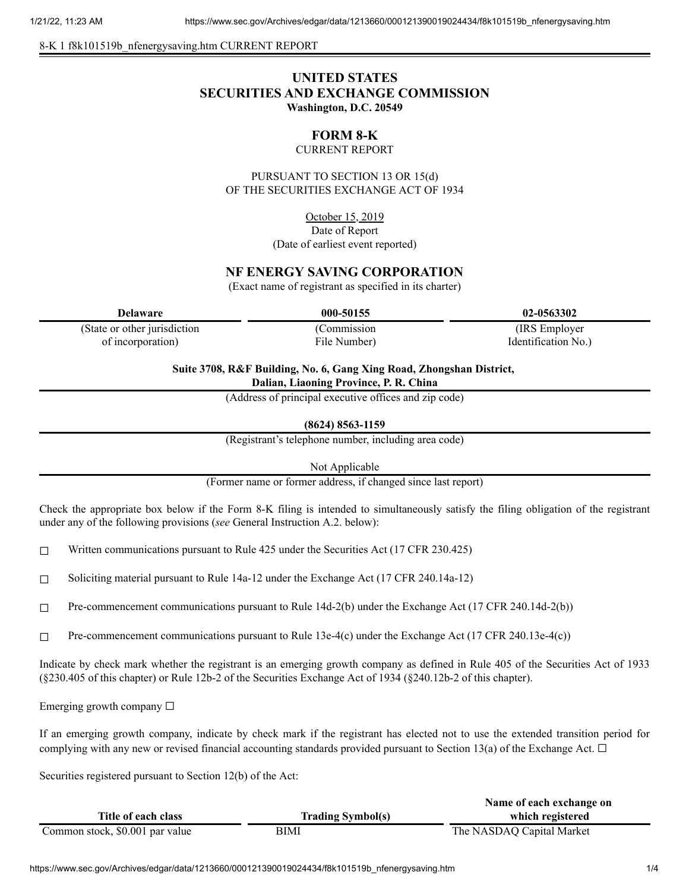8-K 1 f8k101519b_nfenergysaving.htm CURRENT REPORT

# UNITED STATES
# SECURITIES AND EXCHANGE COMMISSION
**Washington, D.C. 20549**

## FORM 8-K
CURRENT REPORT

PURSUANT TO SECTION 13 OR 15(d)
OF THE SECURITIES EXCHANGE ACT OF 1934

October 15, 2019
Date of Report
(Date of earliest event reported)

## NF ENERGY SAVING CORPORATION
(Exact name of registrant as specified in its charter)

| **Delaware** | **000-50155** | **02-0563302** |
|---|---|---|
| (State or other jurisdiction of incorporation) | (Commission File Number) | (IRS Employer Identification No.) |

**Suite 3708, R&F Building, No. 6, Gang Xing Road, Zhongshan District, Dalian, Liaoning Province, P. R. China**
(Address of principal executive offices and zip code)

**(8624) 8563-1159**
(Registrant's telephone number, including area code)

Not Applicable
(Former name or former address, if changed since last report)

Check the appropriate box below if the Form 8-K filing is intended to simultaneously satisfy the filing obligation of the registrant under any of the following provisions (*see* General Instruction A.2. below):

☐ Written communications pursuant to Rule 425 under the Securities Act (17 CFR 230.425)

☐ Soliciting material pursuant to Rule 14a-12 under the Exchange Act (17 CFR 240.14a-12)

☐ Pre-commencement communications pursuant to Rule 14d-2(b) under the Exchange Act (17 CFR 240.14d-2(b))

☐ Pre-commencement communications pursuant to Rule 13e-4(c) under the Exchange Act (17 CFR 240.13e-4(c))

Indicate by check mark whether the registrant is an emerging growth company as defined in Rule 405 of the Securities Act of 1933 (§230.405 of this chapter) or Rule 12b-2 of the Securities Exchange Act of 1934 (§240.12b-2 of this chapter).

Emerging growth company ☐

If an emerging growth company, indicate by check mark if the registrant has elected not to use the extended transition period for complying with any new or revised financial accounting standards provided pursuant to Section 13(a) of the Exchange Act. ☐

Securities registered pursuant to Section 12(b) of the Act:

| Title of each class | Trading Symbol(s) | Name of each exchange on which registered |
|---|---|---|
| Common stock, $0.001 par value | BIMI | The NASDAQ Capital Market |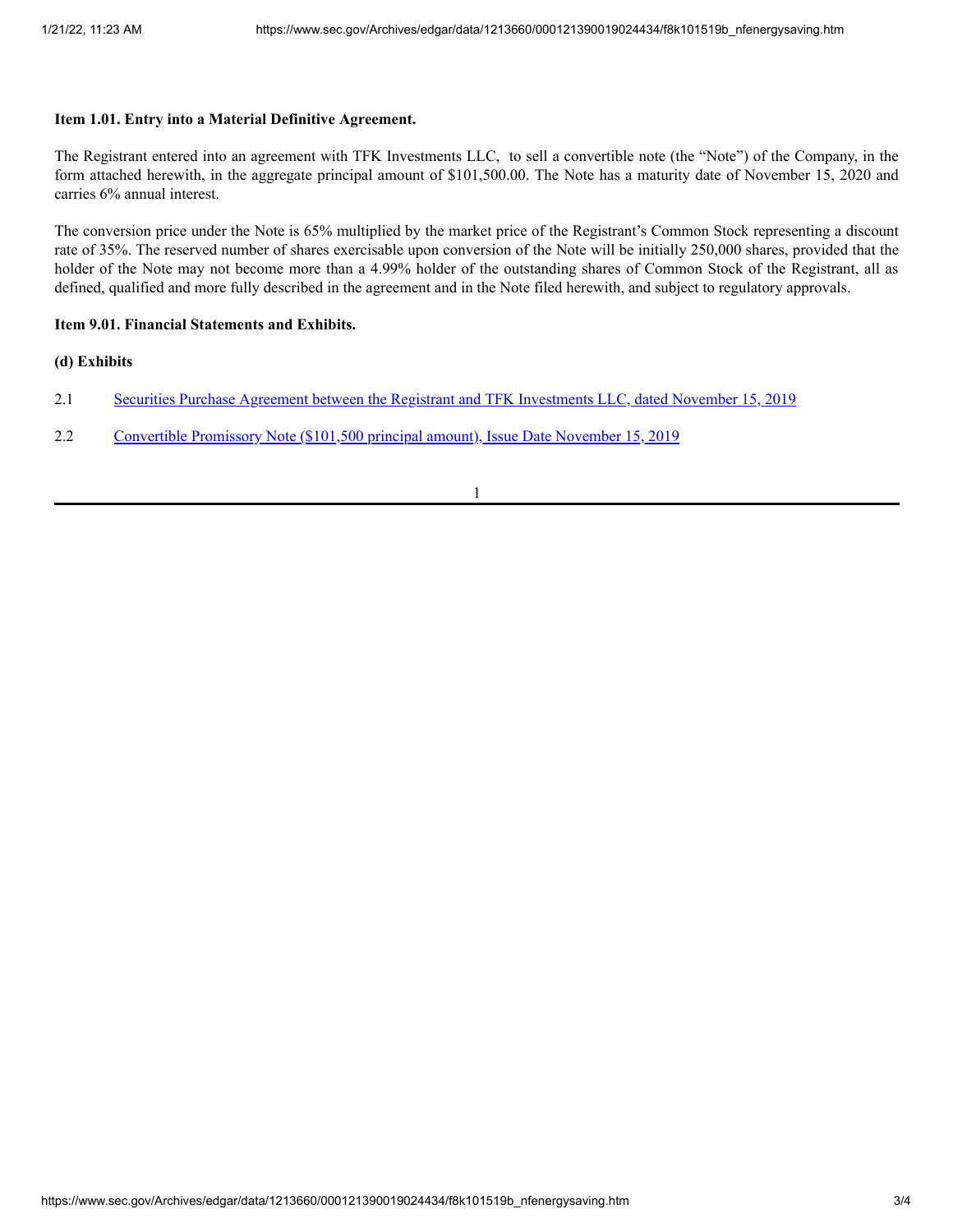**Item 1.01. Entry into a Material Definitive Agreement.**

The Registrant entered into an agreement with TFK Investments LLC, to sell a convertible note (the "Note") of the Company, in the form attached herewith, in the aggregate principal amount of $101,500.00. The Note has a maturity date of November 15, 2020 and carries 6% annual interest.

The conversion price under the Note is 65% multiplied by the market price of the Registrant's Common Stock representing a discount rate of 35%. The reserved number of shares exercisable upon conversion of the Note will be initially 250,000 shares, provided that the holder of the Note may not become more than a 4.99% holder of the outstanding shares of Common Stock of the Registrant, all as defined, qualified and more fully described in the agreement and in the Note filed herewith, and subject to regulatory approvals.

**Item 9.01. Financial Statements and Exhibits.**

**(d) Exhibits**

2.1 Securities Purchase Agreement between the Registrant and TFK Investments LLC, dated November 15, 2019

2.2 Convertible Promissory Note ($101,500 principal amount), Issue Date November 15, 2019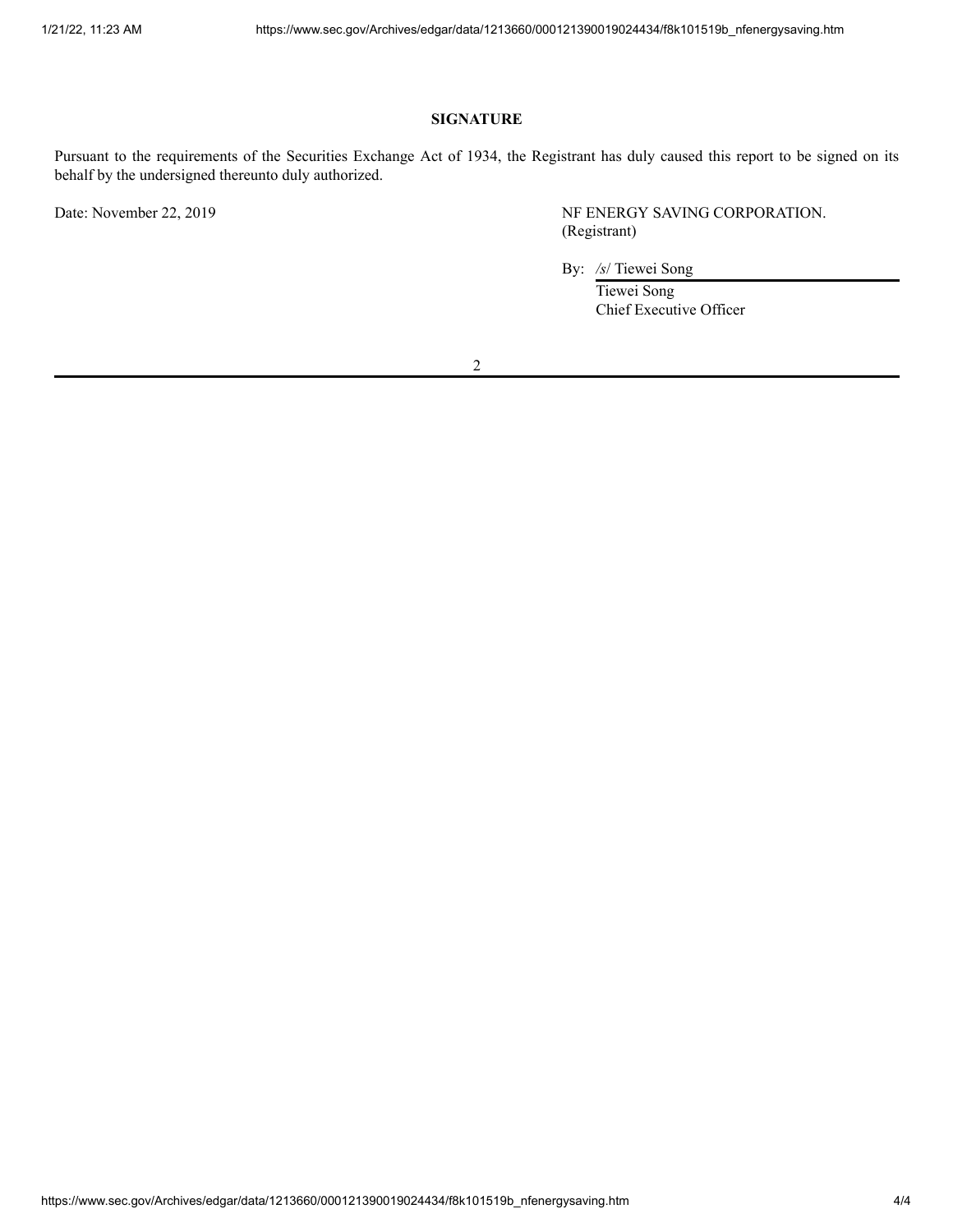**SIGNATURE**

Pursuant to the requirements of the Securities Exchange Act of 1934, the Registrant has duly caused this report to be signed on its behalf by the undersigned thereunto duly authorized.

Date: November 22, 2019

NF ENERGY SAVING CORPORATION.
(Registrant)

By: */s/* Tiewei Song
Tiewei Song
Chief Executive Officer